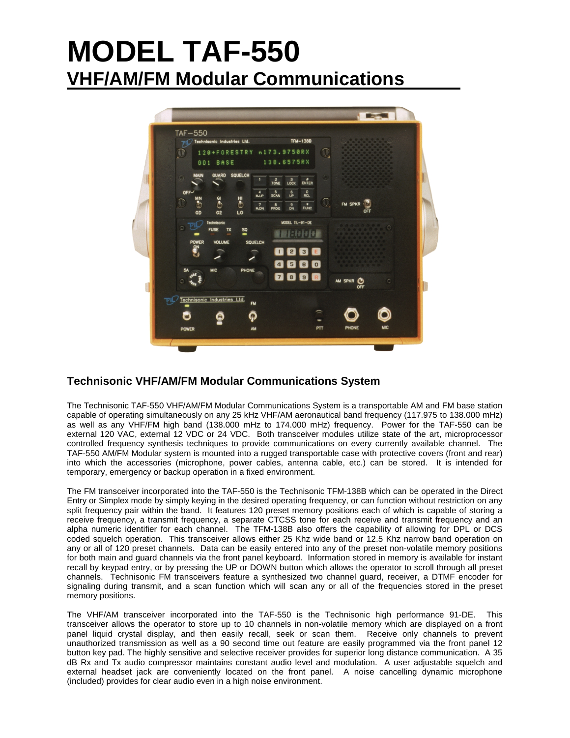# MODEL TAF-550

## VHF/AM/FM Modular Communications

### Technisonic VHF/AM/FM Modular Communications System

The Technisonic TAF-550 VHF/AM/FM Modular Communications System is a transportable AM and FM base station capable of operating simultaneously on any 25 kHz VHF/AM aeronautical band frequency (117.975 to 138.000 mHz) as well as any VHF/FM high band (138.000 mHz to 174.000 mHz) frequency. Power for the TAF-550 can be external 120 VAC, external 12 VDC or 24 VDC. Both transceiver modules utilize state of the art, microprocessor controlled frequency synthesis techniques to provide communications on every currently available channel. The TAF-550 AM/FM Modular system is mounted into a rugged transportable case with protective covers (front and rear) into which the accessories (microphone, power cables, antenna cable, etc.) can be stored. It is intended for temporary, emergency or backup operation in a fixed environment.

The FM transceiver incorporated into the TAF-550 is the Technisonic TFM-138B which can be operated in the Direct Entry or Simplex mode by simply keying in the desired operating frequency, or can function without restriction on any split frequency pair within the band. It features 120 preset memory positions each of which is capable of storing a receive frequency, a transmit frequency, a separate CTCSS tone for each receive and transmit frequency and an alpha numeric identifier for each channel. The TFM-138B also offers the capability of allowing for DPL or DCS coded squelch operation. This transceiver allows either 25 Khz wide band or 12.5 Khz narrow band operation on any or all of 120 preset channels. Data can be easily entered into any of the preset non-volatile memory positions for both main and guard channels via the front panel keyboard. Information stored in memory is available for instant recall by keypad entry, or by pressing the UP or DOWN button which allows the operator to scroll through all preset channels. Technisonic FM transceivers feature a synthesized two channel guard, receiver, a DTMF encoder for signaling during transmit, and a scan function which will scan any or all of the frequencies stored in the preset memory positions.

The VHF/AM transceiver incorporated into the TAF-550 is the Technisonic high performance 91-DE. This transceiver allows the operator to store up to 10 channels in non-volatile memory which are displayed on a front panel liquid crystal display, and then easily recall, seek or scan them. Receive only channels to prevent unauthorized transmission as well as a 90 second time out feature are easily programmed via the front panel 12 button key pad. The highly sensitive and selective receiver provides for superior long distance communication. A 35 dB Rx and Tx audio compressor maintains constant audio level and modulation. A user adjustable squelch and external headset jack are conveniently located on the front panel. A noise cancelling dynamic microphone (included) provides for clear audio even in a high noise environment.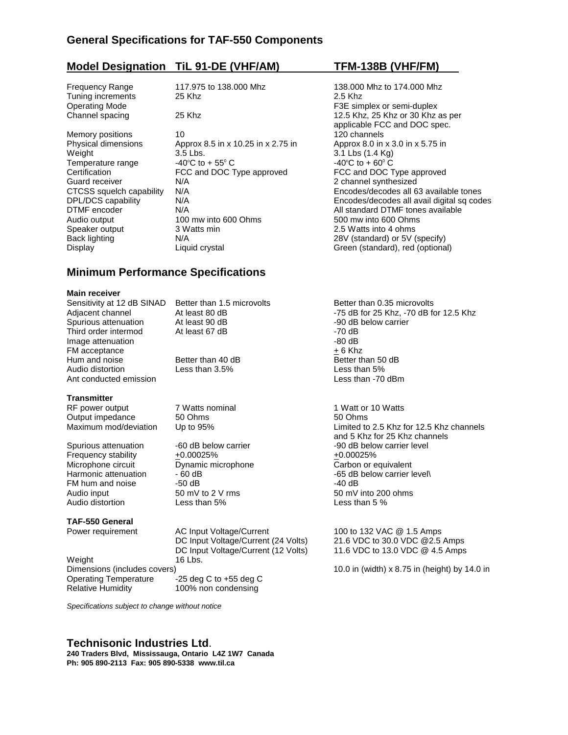## General Specifications for TAF-550 Components

| Model Designation | TiL 91-DE (VHF/AM) | TFM-138B (VHF/FM) |
|---|---|---|
| Frequency Range | 117.975 to 138.000 Mhz | 138.000 Mhz to 174.000 Mhz |
| Tuning increments | 25 Khz | 2.5 Khz |
| Operating Mode | | F3E simplex or semi-duplex |
| Channel spacing | 25 Khz | 12.5 Khz, 25 Khz or 30 Khz as per applicable FCC and DOC spec. |
| Memory positions | 10 | 120 channels |
| Physical dimensions | Approx 8.5 in x 10.25 in x 2.75 in | Approx 8.0 in x 3.0 in x 5.75 in |
| Weight | 3.5 Lbs. | 3.1 Lbs (1.4 Kg) |
| Temperature range | -40°C to + 55° C | -40°C to + 60° C |
| Certification | FCC and DOC Type approved | FCC and DOC Type approved |
| Guard receiver | N/A | 2 channel synthesized |
| CTCSS squelch capability | N/A | Encodes/decodes all 63 available tones |
| DPL/DCS capability | N/A | Encodes/decodes all avail digital sq codes |
| DTMF encoder | N/A | All standard DTMF tones available |
| Audio output | 100 mw into 600 Ohms | 500 mw into 600 Ohms |
| Speaker output | 3 Watts min | 2.5 Watts into 4 ohms |
| Back lighting | N/A | 28V (standard) or 5V (specify) |
| Display | Liquid crystal | Green (standard), red (optional) |

## Minimum Performance Specifications

| | | |
|---|---|---|
| **Main receiver** | | |
| Sensitivity at 12 dB SINAD | Better than 1.5 microvolts | Better than 0.35 microvolts |
| Adjacent channel | At least 80 dB | -75 dB for 25 Khz, -70 dB for 12.5 Khz |
| Spurious attenuation | At least 90 dB | -90 dB below carrier |
| Third order intermod | At least 67 dB | -70 dB |
| Image attenuation | | -80 dB |
| FM acceptance | | ± 6 Khz |
| Hum and noise | Better than 40 dB | Better than 50 dB |
| Audio distortion | Less than 3.5% | Less than 5% |
| Ant conducted emission | | Less than -70 dBm |
| **Transmitter** | | |
| RF power output | 7 Watts nominal | 1 Watt or 10 Watts |
| Output impedance | 50 Ohms | 50 Ohms |
| Maximum mod/deviation | Up to 95% | Limited to 2.5 Khz for 12.5 Khz channels and 5 Khz for 25 Khz channels |
| Spurious attenuation | -60 dB below carrier | -90 dB below carrier level |
| Frequency stability | ±0.00025% | ±0.00025% |
| Microphone circuit | Dynamic microphone | Carbon or equivalent |
| Harmonic attenuation | - 60 dB | -65 dB below carrier level\ |
| FM hum and noise | -50 dB | -40 dB |
| Audio input | 50 mV to 2 V rms | 50 mV into 200 ohms |
| Audio distortion | Less than 5% | Less than 5 % |
| **TAF-550 General** | | |
| Power requirement | AC Input Voltage/Current | 100 to 132 VAC @ 1.5 Amps |
| | DC Input Voltage/Current (24 Volts) | 21.6 VDC to 30.0 VDC @2.5 Amps |
| | DC Input Voltage/Current (12 Volts) | 11.6 VDC to 13.0 VDC @ 4.5 Amps |
| Weight | 16 Lbs. | |
| Dimensions (includes covers) | | 10.0 in (width) x 8.75 in (height) by 14.0 in |
| Operating Temperature | -25 deg C to +55 deg C | |
| Relative Humidity | 100% non condensing | |

*Specifications subject to change without notice*

### Technisonic Industries Ltd.

**240 Traders Blvd, Mississauga, Ontario L4Z 1W7 Canada**
**Ph: 905 890-2113 Fax: 905 890-5338 www.til.ca**